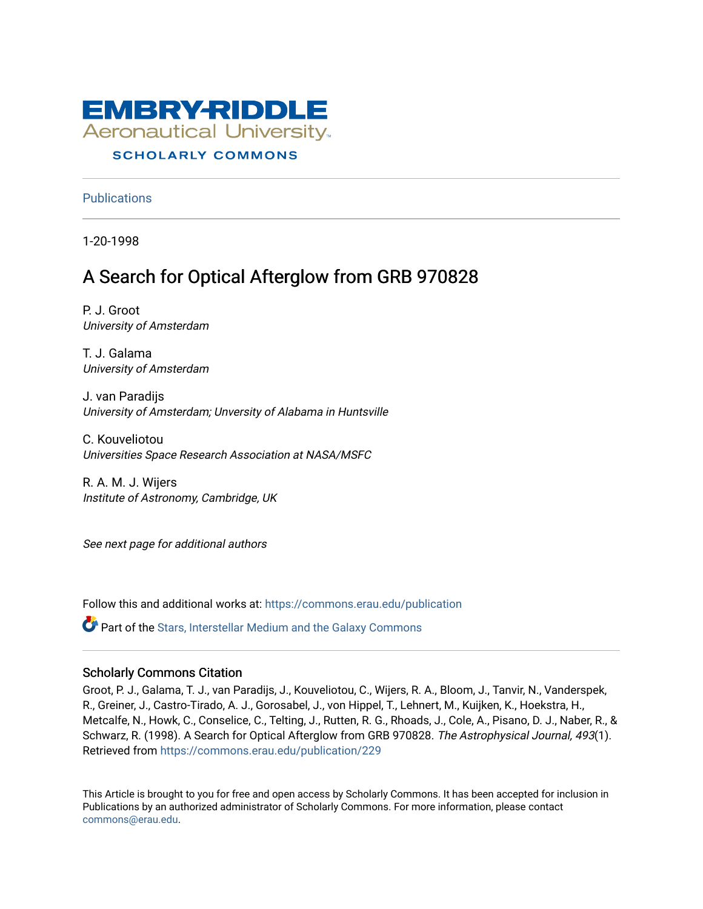EMBRY-RIDDLE
Aeronautical University
SCHOLARLY COMMONS

Publications

1-20-1998

# A Search for Optical Afterglow from GRB 970828

P. J. Groot
*University of Amsterdam*

T. J. Galama
*University of Amsterdam*

J. van Paradijs
*University of Amsterdam; Unversity of Alabama in Huntsville*

C. Kouveliotou
*Universities Space Research Association at NASA/MSFC*

R. A. M. J. Wijers
*Institute of Astronomy, Cambridge, UK*

*See next page for additional authors*

Follow this and additional works at: https://commons.erau.edu/publication

Part of the Stars, Interstellar Medium and the Galaxy Commons

## Scholarly Commons Citation

Groot, P. J., Galama, T. J., van Paradijs, J., Kouveliotou, C., Wijers, R. A., Bloom, J., Tanvir, N., Vanderspek, R., Greiner, J., Castro-Tirado, A. J., Gorosabel, J., von Hippel, T., Lehnert, M., Kuijken, K., Hoekstra, H., Metcalfe, N., Howk, C., Conselice, C., Telting, J., Rutten, R. G., Rhoads, J., Cole, A., Pisano, D. J., Naber, R., & Schwarz, R. (1998). A Search for Optical Afterglow from GRB 970828. *The Astrophysical Journal, 493*(1). Retrieved from https://commons.erau.edu/publication/229

This Article is brought to you for free and open access by Scholarly Commons. It has been accepted for inclusion in Publications by an authorized administrator of Scholarly Commons. For more information, please contact commons@erau.edu.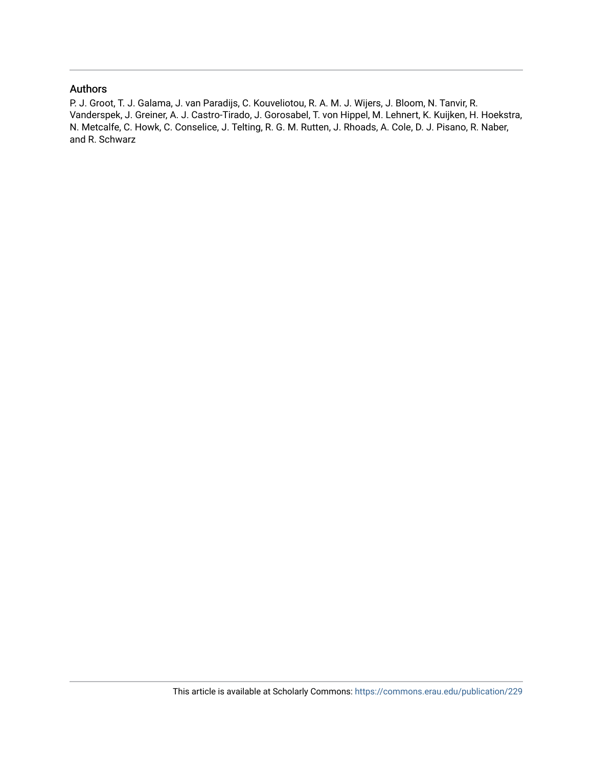## Authors

P. J. Groot, T. J. Galama, J. van Paradijs, C. Kouveliotou, R. A. M. J. Wijers, J. Bloom, N. Tanvir, R. Vanderspek, J. Greiner, A. J. Castro-Tirado, J. Gorosabel, T. von Hippel, M. Lehnert, K. Kuijken, H. Hoekstra, N. Metcalfe, C. Howk, C. Conselice, J. Telting, R. G. M. Rutten, J. Rhoads, A. Cole, D. J. Pisano, R. Naber, and R. Schwarz

This article is available at Scholarly Commons: https://commons.erau.edu/publication/229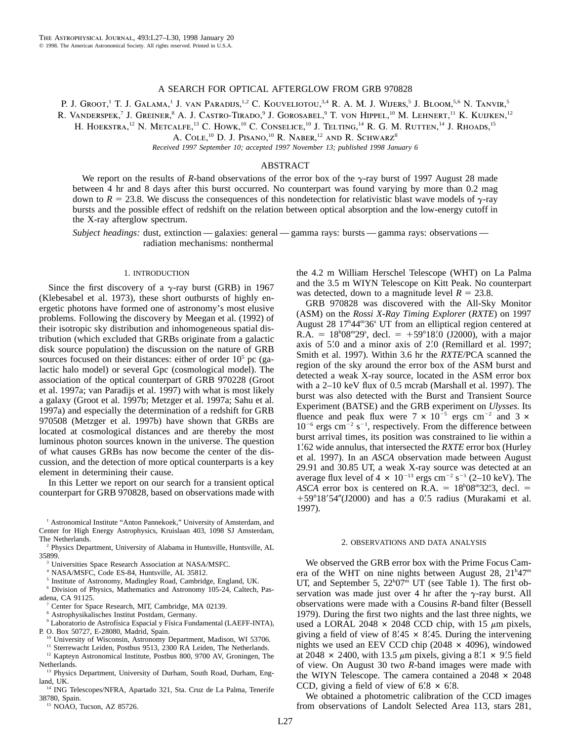# A SEARCH FOR OPTICAL AFTERGLOW FROM GRB 970828

P. J. Groot,[1] T. J. Galama,[1] J. van Paradijs,[1,2] C. Kouveliotou,[3,4] R. A. M. J. Wijers,[5] J. Bloom,[5,6] N. Tanvir,[5] R. Vanderspek,[7] J. Greiner,[8] A. J. Castro-Tirado,[9] J. Gorosabel,[9] T. von Hippel,[10] M. Lehnert,[11] K. Kuijken,[12] H. Hoekstra,[12] N. Metcalfe,[13] C. Howk,[10] C. Conselice,[10] J. Telting,[14] R. G. M. Rutten,[14] J. Rhoads,[15] A. Cole,[10] D. J. Pisano,[10] R. Naber,[12] and R. Schwarz[8]

*Received 1997 September 10; accepted 1997 November 13; published 1998 January 6*

## ABSTRACT

We report on the results of *R*-band observations of the error box of the γ-ray burst of 1997 August 28 made between 4 hr and 8 days after this burst occurred. No counterpart was found varying by more than 0.2 mag down to $R = 23.8$. We discuss the consequences of this nondetection for relativistic blast wave models of γ-ray bursts and the possible effect of redshift on the relation between optical absorption and the low-energy cutoff in the X-ray afterglow spectrum.

*Subject headings:* dust, extinction — galaxies: general — gamma rays: bursts — gamma rays: observations — radiation mechanisms: nonthermal

## 1. INTRODUCTION

Since the first discovery of a γ-ray burst (GRB) in 1967 (Klebesabel et al. 1973), these short outbursts of highly energetic photons have formed one of astronomy's most elusive problems. Following the discovery by Meegan et al. (1992) of their isotropic sky distribution and inhomogeneous spatial distribution (which excluded that GRBs originate from a galactic disk source population) the discussion on the nature of GRB sources focused on their distances: either of order $10^5$ pc (galactic halo model) or several Gpc (cosmological model). The association of the optical counterpart of GRB 970228 (Groot et al. 1997a; van Paradijs et al. 1997) with what is most likely a galaxy (Groot et al. 1997b; Metzger et al. 1997a; Sahu et al. 1997a) and especially the determination of a redshift for GRB 970508 (Metzger et al. 1997b) have shown that GRBs are located at cosmological distances and are thereby the most luminous photon sources known in the universe. The question of what causes GRBs has now become the center of the discussion, and the detection of more optical counterparts is a key element in determining their cause.

In this Letter we report on our search for a transient optical counterpart for GRB 970828, based on observations made with the 4.2 m William Herschel Telescope (WHT) on La Palma and the 3.5 m WIYN Telescope on Kitt Peak. No counterpart was detected, down to a magnitude level $R = 23.8$.

GRB 970828 was discovered with the All-Sky Monitor (ASM) on the *Rossi X-Ray Timing Explorer* (*RXTE*) on 1997 August 28 17$^h$44$^m$36$^s$ UT from an elliptical region centered at R.A. = 18$^h$08$^m$29$^s$, decl. = +59°18′.0 (J2000), with a major axis of 5′.0 and a minor axis of 2′.0 (Remillard et al. 1997; Smith et al. 1997). Within 3.6 hr the *RXTE*/PCA scanned the region of the sky around the error box of the ASM burst and detected a weak X-ray source, located in the ASM error box with a 2–10 keV flux of 0.5 mcrab (Marshall et al. 1997). The burst was also detected with the Burst and Transient Source Experiment (BATSE) and the GRB experiment on *Ulysses*. Its fluence and peak flux were $7 \times 10^{-5}$ ergs cm$^{-2}$ and $3 \times 10^{-6}$ ergs cm$^{-2}$ s$^{-1}$, respectively. From the difference between burst arrival times, its position was constrained to lie within a 1′.62 wide annulus, that intersected the *RXTE* error box (Hurley et al. 1997). In an *ASCA* observation made between August 29.91 and 30.85 UT, a weak X-ray source was detected at an average flux level of $4 \times 10^{-13}$ ergs cm$^{-2}$ s$^{-1}$ (2–10 keV). The *ASCA* error box is centered on R.A. = 18$^h$08$^m$32$^s$.3, decl. = +59°18′54″(J2000) and has a 0′.5 radius (Murakami et al. 1997).

## 2. OBSERVATIONS AND DATA ANALYSIS

We observed the GRB error box with the Prime Focus Camera of the WHT on nine nights between August 28, 21$^h$47$^m$ UT, and September 5, 22$^h$07$^m$ UT (see Table 1). The first observation was made just over 4 hr after the γ-ray burst. All observations were made with a Cousins *R*-band filter (Bessell 1979). During the first two nights and the last three nights, we used a LORAL 2048 × 2048 CCD chip, with 15 μm pixels, giving a field of view of 8′.45 × 8′.45. During the intervening nights we used an EEV CCD chip (2048 × 4096), windowed at 2048 × 2400, with 13.5 μm pixels, giving a 8′.1 × 9′.5 field of view. On August 30 two *R*-band images were made with the WIYN Telescope. The camera contained a 2048 × 2048 CCD, giving a field of view of 6′.8 × 6′.8.

We obtained a photometric calibration of the CCD images from observations of Landolt Selected Area 113, stars 281,

[1] Astronomical Institute "Anton Pannekoek," University of Amsterdam, and Center for High Energy Astrophysics, Kruislaan 403, 1098 SJ Amsterdam, The Netherlands.

[2] Physics Department, University of Alabama in Huntsville, Huntsville, AL 35899.

[3] Universities Space Research Association at NASA/MSFC.

[4] NASA/MSFC, Code ES-84, Huntsville, AL 35812.

[5] Institute of Astronomy, Madingley Road, Cambridge, England, UK.

[6] Division of Physics, Mathematics and Astronomy 105-24, Caltech, Pasadena, CA 91125.

[7] Center for Space Research, MIT, Cambridge, MA 02139.

[8] Astrophysikalisches Institut Postdam, Germany.

[9] Laboratorio de Astrofísica Espacial y Física Fundamental (LAEFF-INTA), P. O. Box 50727, E-28080, Madrid, Spain.

[10] University of Wisconsin, Astronomy Department, Madison, WI 53706.

[11] Sterrewacht Leiden, Postbus 9513, 2300 RA Leiden, The Netherlands.

[12] Kapteyn Astronomical Institute, Postbus 800, 9700 AV, Groningen, The Netherlands.

[13] Physics Department, University of Durham, South Road, Durham, England, UK.

[14] ING Telescopes/NFRA, Apartado 321, Sta. Cruz de La Palma, Tenerife 38780, Spain.

[15] NOAO, Tucson, AZ 85726.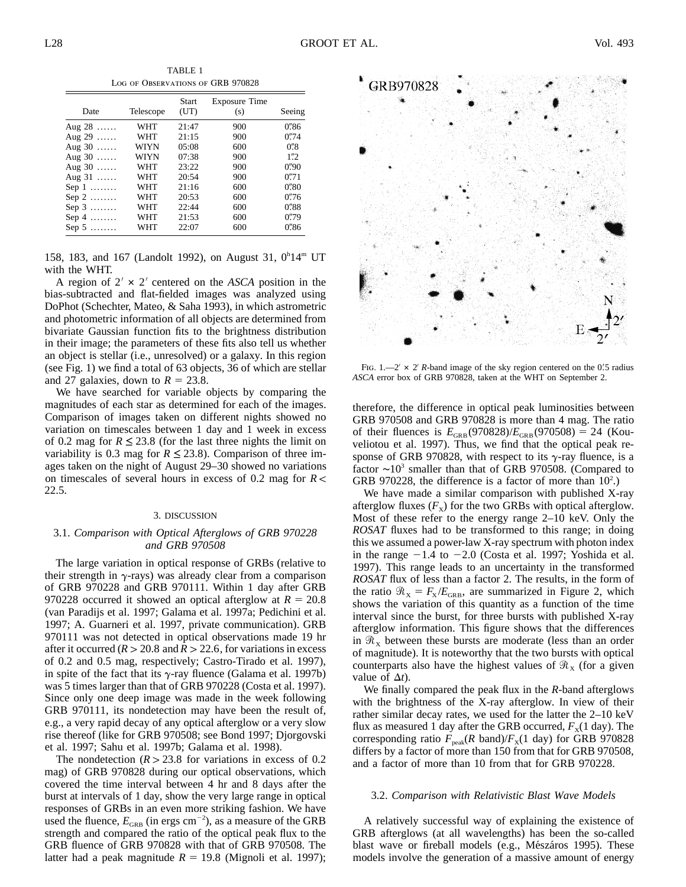TABLE 1
LOG OF OBSERVATIONS OF GRB 970828

| Date | Telescope | Start (UT) | Exposure Time (s) | Seeing |
|---|---|---|---|---|
| Aug 28 ...... | WHT | 21:47 | 900 | 0″86 |
| Aug 29 ...... | WHT | 21:15 | 900 | 0″74 |
| Aug 30 ...... | WIYN | 05:08 | 600 | 0″8 |
| Aug 30 ...... | WIYN | 07:38 | 900 | 1″2 |
| Aug 30 ...... | WHT | 23:22 | 900 | 0″90 |
| Aug 31 ...... | WHT | 20:54 | 900 | 0″71 |
| Sep 1 ........ | WHT | 21:16 | 600 | 0″80 |
| Sep 2 ........ | WHT | 20:53 | 600 | 0″76 |
| Sep 3 ........ | WHT | 22:44 | 600 | 0″88 |
| Sep 4 ........ | WHT | 21:53 | 600 | 0″79 |
| Sep 5 ........ | WHT | 22:07 | 600 | 0″86 |

158, 183, and 167 (Landolt 1992), on August 31, $0^h14^m$ UT with the WHT.

A region of $2' \times 2'$ centered on the *ASCA* position in the bias-subtracted and flat-fielded images was analyzed using DoPhot (Schechter, Mateo, & Saha 1993), in which astrometric and photometric information of all objects are determined from bivariate Gaussian function fits to the brightness distribution in their image; the parameters of these fits also tell us whether an object is stellar (i.e., unresolved) or a galaxy. In this region (see Fig. 1) we find a total of 63 objects, 36 of which are stellar and 27 galaxies, down to $R = 23.8$.

We have searched for variable objects by comparing the magnitudes of each star as determined for each of the images. Comparison of images taken on different nights showed no variation on timescales between 1 day and 1 week in excess of 0.2 mag for $R \leq 23.8$ (for the last three nights the limit on variability is 0.3 mag for $R \leq 23.8$). Comparison of three images taken on the night of August 29–30 showed no variations on timescales of several hours in excess of 0.2 mag for $R < 22.5$.

FIG. 1.—$2' \times 2'$ *R*-band image of the sky region centered on the 0′.5 radius *ASCA* error box of GRB 970828, taken at the WHT on September 2.

## 3. DISCUSSION

### 3.1. *Comparison with Optical Afterglows of GRB 970228 and GRB 970508*

The large variation in optical response of GRBs (relative to their strength in γ-rays) was already clear from a comparison of GRB 970228 and GRB 970111. Within 1 day after GRB 970228 occurred it showed an optical afterglow at $R = 20.8$ (van Paradijs et al. 1997; Galama et al. 1997a; Pedichini et al. 1997; A. Guarneri et al. 1997, private communication). GRB 970111 was not detected in optical observations made 19 hr after it occurred ($R > 20.8$ and $R > 22.6$, for variations in excess of 0.2 and 0.5 mag, respectively; Castro-Tirado et al. 1997), in spite of the fact that its γ-ray fluence (Galama et al. 1997b) was 5 times larger than that of GRB 970228 (Costa et al. 1997). Since only one deep image was made in the week following GRB 970111, its nondetection may have been the result of, e.g., a very rapid decay of any optical afterglow or a very slow rise thereof (like for GRB 970508; see Bond 1997; Djorgovski et al. 1997; Sahu et al. 1997b; Galama et al. 1998).

The nondetection ($R > 23.8$ for variations in excess of 0.2 mag) of GRB 970828 during our optical observations, which covered the time interval between 4 hr and 8 days after the burst at intervals of 1 day, show the very large range in optical responses of GRBs in an even more striking fashion. We have used the fluence, $E_{\rm GRB}$ (in ergs $\rm cm^{-2}$), as a measure of the GRB strength and compared the ratio of the optical peak flux to the GRB fluence of GRB 970828 with that of GRB 970508. The latter had a peak magnitude $R = 19.8$ (Mignoli et al. 1997); therefore, the difference in optical peak luminosities between GRB 970508 and GRB 970828 is more than 4 mag. The ratio of their fluences is $E_{\rm GRB}(970828)/E_{\rm GRB}(970508) = 24$ (Kouveliotou et al. 1997). Thus, we find that the optical peak response of GRB 970828, with respect to its γ-ray fluence, is a factor $\sim 10^3$ smaller than that of GRB 970508. (Compared to GRB 970228, the difference is a factor of more than $10^2$.)

We have made a similar comparison with published X-ray afterglow fluxes ($F_{\rm X}$) for the two GRBs with optical afterglow. Most of these refer to the energy range 2–10 keV. Only the *ROSAT* fluxes had to be transformed to this range; in doing this we assumed a power-law X-ray spectrum with photon index in the range $-1.4$ to $-2.0$ (Costa et al. 1997; Yoshida et al. 1997). This range leads to an uncertainty in the transformed *ROSAT* flux of less than a factor 2. The results, in the form of the ratio $\mathcal{R}_{\rm X} = F_{\rm X}/E_{\rm GRB}$, are summarized in Figure 2, which shows the variation of this quantity as a function of the time interval since the burst, for three bursts with published X-ray afterglow information. This figure shows that the differences in $\mathcal{R}_{\rm X}$ between these bursts are moderate (less than an order of magnitude). It is noteworthy that the two bursts with optical counterparts also have the highest values of $\mathcal{R}_{\rm X}$ (for a given value of $\Delta t$).

We finally compared the peak flux in the *R*-band afterglows with the brightness of the X-ray afterglow. In view of their rather similar decay rates, we used for the latter the 2–10 keV flux as measured 1 day after the GRB occurred, $F_{\rm X}(1~{\rm day})$. The corresponding ratio $F_{\rm peak}(R~{\rm band})/F_{\rm X}(1~{\rm day})$ for GRB 970828 differs by a factor of more than 150 from that for GRB 970508, and a factor of more than 10 from that for GRB 970228.

### 3.2. *Comparison with Relativistic Blast Wave Models*

A relatively successful way of explaining the existence of GRB afterglows (at all wavelengths) has been the so-called blast wave or fireball models (e.g., Mészáros 1995). These models involve the generation of a massive amount of energy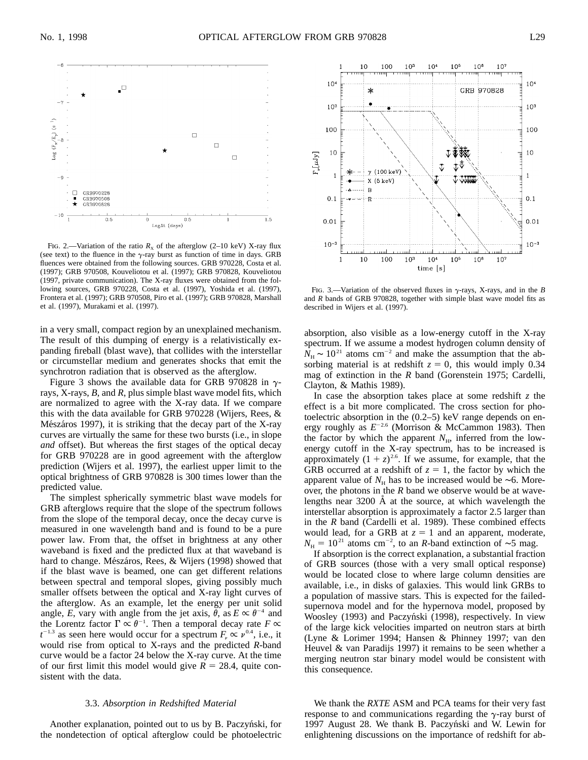FIG. 2.—Variation of the ratio $R_X$ of the afterglow (2–10 keV) X-ray flux (see text) to the fluence in the $\gamma$-ray burst as function of time in days. GRB fluences were obtained from the following sources. GRB 970228, Costa et al. (1997); GRB 970508, Kouveliotou et al. (1997); GRB 970828, Kouveliotou (1997, private communication). The X-ray fluxes were obtained from the following sources, GRB 970228, Costa et al. (1997), Yoshida et al. (1997), Frontera et al. (1997); GRB 970508, Piro et al. (1997); GRB 970828, Marshall et al. (1997), Murakami et al. (1997).

FIG. 3.—Variation of the observed fluxes in $\gamma$-rays, X-rays, and in the *B* and *R* bands of GRB 970828, together with simple blast wave model fits as described in Wijers et al. (1997).

in a very small, compact region by an unexplained mechanism. The result of this dumping of energy is a relativistically expanding fireball (blast wave), that collides with the interstellar or circumstellar medium and generates shocks that emit the synchrotron radiation that is observed as the afterglow.

Figure 3 shows the available data for GRB 970828 in $\gamma$-rays, X-rays, *B*, and *R*, plus simple blast wave model fits, which are normalized to agree with the X-ray data. If we compare this with the data available for GRB 970228 (Wijers, Rees, & Mészáros 1997), it is striking that the decay part of the X-ray curves are virtually the same for these two bursts (i.e., in slope *and* offset). But whereas the first stages of the optical decay for GRB 970228 are in good agreement with the afterglow prediction (Wijers et al. 1997), the earliest upper limit to the optical brightness of GRB 970828 is 300 times lower than the predicted value.

The simplest spherically symmetric blast wave models for GRB afterglows require that the slope of the spectrum follows from the slope of the temporal decay, once the decay curve is measured in one wavelength band and is found to be a pure power law. From that, the offset in brightness at any other waveband is fixed and the predicted flux at that waveband is hard to change. Mészáros, Rees, & Wijers (1998) showed that if the blast wave is beamed, one can get different relations between spectral and temporal slopes, giving possibly much smaller offsets between the optical and X-ray light curves of the afterglow. As an example, let the energy per unit solid angle, $E$, vary with angle from the jet axis, $\theta$, as $E \propto \theta^{-4}$ and the Lorentz factor $\Gamma \propto \theta^{-1}$. Then a temporal decay rate $F \propto t^{-1.3}$ as seen here would occur for a spectrum $F_\nu \propto \nu^{0.4}$, i.e., it would rise from optical to X-rays and the predicted *R*-band curve would be a factor 24 below the X-ray curve. At the time of our first limit this model would give $R = 28.4$, quite consistent with the data.

### 3.3. *Absorption in Redshifted Material*

Another explanation, pointed out to us by B. Paczyński, for the nondetection of optical afterglow could be photoelectric absorption, also visible as a low-energy cutoff in the X-ray spectrum. If we assume a modest hydrogen column density of $N_H \sim 10^{21}$ atoms cm$^{-2}$ and make the assumption that the absorbing material is at redshift $z = 0$, this would imply 0.34 mag of extinction in the *R* band (Gorenstein 1975; Cardelli, Clayton, & Mathis 1989).

In case the absorption takes place at some redshift $z$ the effect is a bit more complicated. The cross section for photoelectric absorption in the (0.2–5) keV range depends on energy roughly as $E^{-2.6}$ (Morrison & McCammon 1983). Then the factor by which the apparent $N_H$, inferred from the low-energy cutoff in the X-ray spectrum, has to be increased is approximately $(1 + z)^{2.6}$. If we assume, for example, that the GRB occurred at a redshift of $z = 1$, the factor by which the apparent value of $N_H$ has to be increased would be $\sim$6. Moreover, the photons in the *R* band we observe would be at wavelengths near 3200 Å at the source, at which wavelength the interstellar absorption is approximately a factor 2.5 larger than in the *R* band (Cardelli et al. 1989). These combined effects would lead, for a GRB at $z = 1$ and an apparent, moderate, $N_H = 10^{21}$ atoms cm$^{-2}$, to an *R*-band extinction of $\sim$5 mag.

If absorption is the correct explanation, a substantial fraction of GRB sources (those with a very small optical response) would be located close to where large column densities are available, i.e., in disks of galaxies. This would link GRBs to a population of massive stars. This is expected for the failed-supernova model and for the hypernova model, proposed by Woosley (1993) and Paczyński (1998), respectively. In view of the large kick velocities imparted on neutron stars at birth (Lyne & Lorimer 1994; Hansen & Phinney 1997; van den Heuvel & van Paradijs 1997) it remains to be seen whether a merging neutron star binary model would be consistent with this consequence.

We thank the *RXTE* ASM and PCA teams for their very fast response to and communications regarding the $\gamma$-ray burst of 1997 August 28. We thank B. Paczyński and W. Lewin for enlightening discussions on the importance of redshift for ab-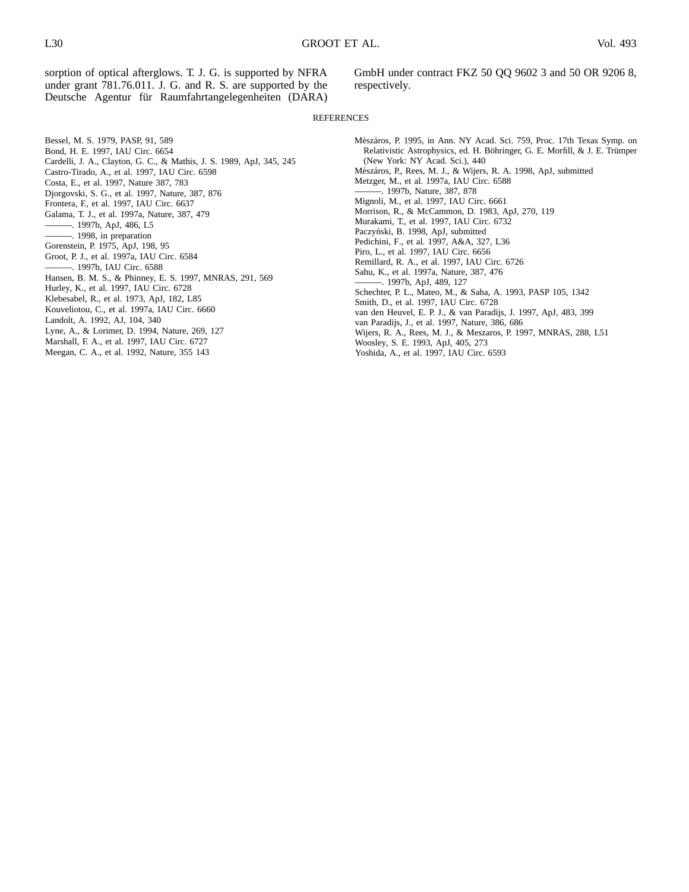sorption of optical afterglows. T. J. G. is supported by NFRA under grant 781.76.011. J. G. and R. S. are supported by the Deutsche Agentur für Raumfahrtangelegenheiten (DARA) GmbH under contract FKZ 50 QQ 9602 3 and 50 OR 9206 8, respectively.

## REFERENCES

Bessel, M. S. 1979, PASP, 91, 589
Bond, H. E. 1997, IAU Circ. 6654
Cardelli, J. A., Clayton, G. C., & Mathis, J. S. 1989, ApJ, 345, 245
Castro-Tirado, A., et al. 1997, IAU Circ. 6598
Costa, E., et al. 1997, Nature 387, 783
Djorgovski, S. G., et al. 1997, Nature, 387, 876
Frontera, F., et al. 1997, IAU Circ. 6637
Galama, T. J., et al. 1997a, Nature, 387, 479
———. 1997b, ApJ, 486, L5
———. 1998, in preparation
Gorenstein, P. 1975, ApJ, 198, 95
Groot, P. J., et al. 1997a, IAU Circ. 6584
———. 1997b, IAU Circ. 6588
Hansen, B. M. S., & Phinney, E. S. 1997, MNRAS, 291, 569
Hurley, K., et al. 1997, IAU Circ. 6728
Klebesabel, R., et al. 1973, ApJ, 182, L85
Kouveliotou, C., et al. 1997a, IAU Circ. 6660
Landolt, A. 1992, AJ, 104, 340
Lyne, A., & Lorimer, D. 1994, Nature, 269, 127
Marshall, F. A., et al. 1997, IAU Circ. 6727
Meegan, C. A., et al. 1992, Nature, 355 143
Mészáros, P. 1995, in Ann. NY Acad. Sci. 759, Proc. 17th Texas Symp. on Relativistic Astrophysics, ed. H. Böhringer, G. E. Morfill, & J. E. Trümper (New York: NY Acad. Sci.), 440
Mészáros, P., Rees, M. J., & Wijers, R. A. 1998, ApJ, submitted
Metzger, M., et al. 1997a, IAU Circ. 6588
———. 1997b, Nature, 387, 878
Mignoli, M., et al. 1997, IAU Circ. 6661
Morrison, R., & McCammon, D. 1983, ApJ, 270, 119
Murakami, T., et al. 1997, IAU Circ. 6732
Paczyński, B. 1998, ApJ, submitted
Pedichini, F., et al. 1997, A&A, 327, L36
Piro, L., et al. 1997, IAU Circ. 6656
Remillard, R. A., et al. 1997, IAU Circ. 6726
Sahu, K., et al. 1997a, Nature, 387, 476
———. 1997b, ApJ, 489, 127
Schechter, P. L., Mateo, M., & Saha, A. 1993, PASP 105, 1342
Smith, D., et al. 1997, IAU Circ. 6728
van den Heuvel, E. P. J., & van Paradijs, J. 1997, ApJ, 483, 399
van Paradijs, J., et al. 1997, Nature, 386, 686
Wijers, R. A., Rees, M. J., & Meszaros, P. 1997, MNRAS, 288, L51
Woosley, S. E. 1993, ApJ, 405, 273
Yoshida, A., et al. 1997, IAU Circ. 6593